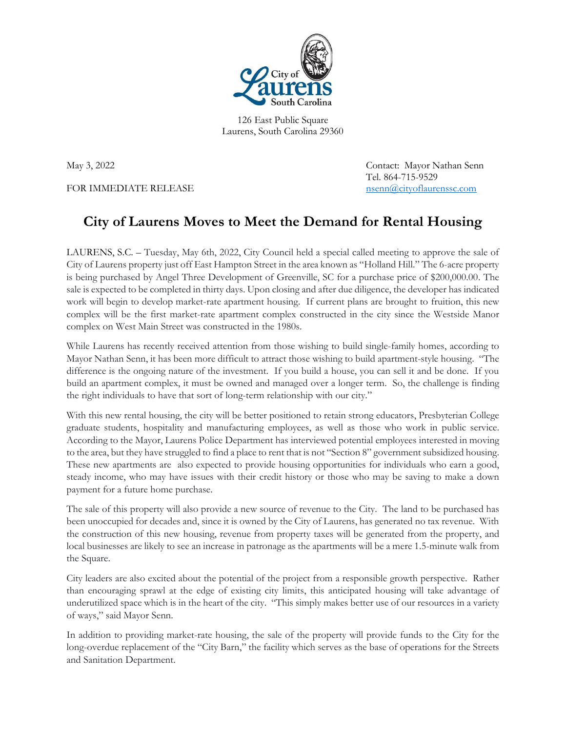City of Laurens South Carolina

126 East Public Square
Laurens, South Carolina 29360

May 3, 2022

FOR IMMEDIATE RELEASE

Contact: Mayor Nathan Senn
Tel. 864-715-9529
nsenn@cityoflaurenssc.com

# City of Laurens Moves to Meet the Demand for Rental Housing

LAURENS, S.C. – Tuesday, May 6th, 2022, City Council held a special called meeting to approve the sale of City of Laurens property just off East Hampton Street in the area known as "Holland Hill." The 6-acre property is being purchased by Angel Three Development of Greenville, SC for a purchase price of $200,000.00. The sale is expected to be completed in thirty days. Upon closing and after due diligence, the developer has indicated work will begin to develop market-rate apartment housing. If current plans are brought to fruition, this new complex will be the first market-rate apartment complex constructed in the city since the Westside Manor complex on West Main Street was constructed in the 1980s.

While Laurens has recently received attention from those wishing to build single-family homes, according to Mayor Nathan Senn, it has been more difficult to attract those wishing to build apartment-style housing. "The difference is the ongoing nature of the investment. If you build a house, you can sell it and be done. If you build an apartment complex, it must be owned and managed over a longer term. So, the challenge is finding the right individuals to have that sort of long-term relationship with our city."

With this new rental housing, the city will be better positioned to retain strong educators, Presbyterian College graduate students, hospitality and manufacturing employees, as well as those who work in public service. According to the Mayor, Laurens Police Department has interviewed potential employees interested in moving to the area, but they have struggled to find a place to rent that is not "Section 8" government subsidized housing. These new apartments are also expected to provide housing opportunities for individuals who earn a good, steady income, who may have issues with their credit history or those who may be saving to make a down payment for a future home purchase.

The sale of this property will also provide a new source of revenue to the City. The land to be purchased has been unoccupied for decades and, since it is owned by the City of Laurens, has generated no tax revenue. With the construction of this new housing, revenue from property taxes will be generated from the property, and local businesses are likely to see an increase in patronage as the apartments will be a mere 1.5-minute walk from the Square.

City leaders are also excited about the potential of the project from a responsible growth perspective. Rather than encouraging sprawl at the edge of existing city limits, this anticipated housing will take advantage of underutilized space which is in the heart of the city. "This simply makes better use of our resources in a variety of ways," said Mayor Senn.

In addition to providing market-rate housing, the sale of the property will provide funds to the City for the long-overdue replacement of the "City Barn," the facility which serves as the base of operations for the Streets and Sanitation Department.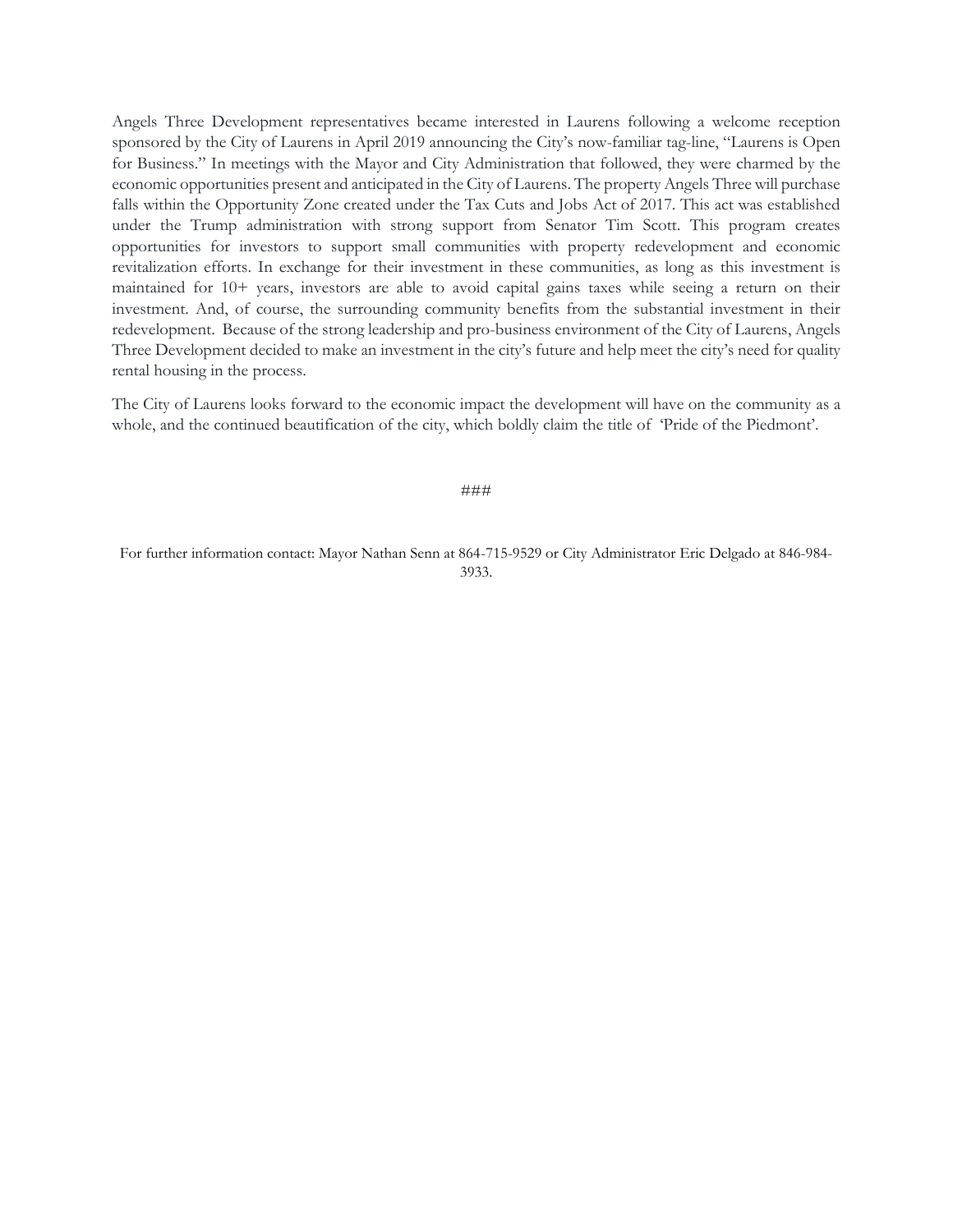Angels Three Development representatives became interested in Laurens following a welcome reception sponsored by the City of Laurens in April 2019 announcing the City's now-familiar tag-line, "Laurens is Open for Business." In meetings with the Mayor and City Administration that followed, they were charmed by the economic opportunities present and anticipated in the City of Laurens. The property Angels Three will purchase falls within the Opportunity Zone created under the Tax Cuts and Jobs Act of 2017. This act was established under the Trump administration with strong support from Senator Tim Scott. This program creates opportunities for investors to support small communities with property redevelopment and economic revitalization efforts. In exchange for their investment in these communities, as long as this investment is maintained for 10+ years, investors are able to avoid capital gains taxes while seeing a return on their investment. And, of course, the surrounding community benefits from the substantial investment in their redevelopment. Because of the strong leadership and pro-business environment of the City of Laurens, Angels Three Development decided to make an investment in the city's future and help meet the city's need for quality rental housing in the process.

The City of Laurens looks forward to the economic impact the development will have on the community as a whole, and the continued beautification of the city, which boldly claim the title of 'Pride of the Piedmont'.

###

For further information contact: Mayor Nathan Senn at 864-715-9529 or City Administrator Eric Delgado at 846-984-3933.